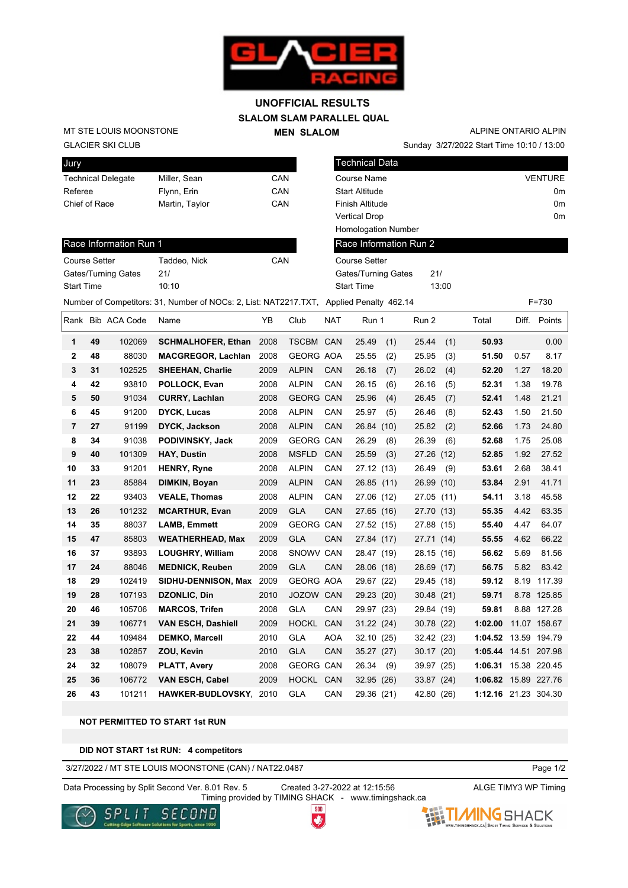# UNOFFICIAL RESULTS

## SLALOM SLAM PARALLEL QUAL

### MEN SLALOM

MT STE LOUIS MOONSTONE
GLACIER SKI CLUB

ALPINE ONTARIO ALPIN
Sunday 3/27/2022 Start Time 10:10 / 13:00

| Jury | | |
|---|---|---|
| Technical Delegate | Miller, Sean | CAN |
| Referee | Flynn, Erin | CAN |
| Chief of Race | Martin, Taylor | CAN |

| Technical Data | |
|---|---|
| Course Name | VENTURE |
| Start Altitude | 0m |
| Finish Altitude | 0m |
| Vertical Drop | 0m |
| Homologation Number | |

| Race Information Run 1 | | |
|---|---|---|
| Course Setter | Taddeo, Nick | CAN |
| Gates/Turning Gates | 21/ | |
| Start Time | 10:10 | |

| Race Information Run 2 | |
|---|---|
| Course Setter | |
| Gates/Turning Gates | 21/ |
| Start Time | 13:00 |

Number of Competitors: 31, Number of NOCs: 2, List: NAT2217.TXT, Applied Penalty 462.14 F=730

| Rank | Bib | ACA Code | Name | YB | Club | NAT | Run 1 | | Run 2 | | Total | Diff. | Points |
|---|---|---|---|---|---|---|---|---|---|---|---|---|---|
| 1 | 49 | 102069 | SCHMALHOFER, Ethan | 2008 | TSCBM | CAN | 25.49 | (1) | 25.44 | (1) | 50.93 | | 0.00 |
| 2 | 48 | 88030 | MACGREGOR, Lachlan | 2008 | GEORG | AOA | 25.55 | (2) | 25.95 | (3) | 51.50 | 0.57 | 8.17 |
| 3 | 31 | 102525 | SHEEHAN, Charlie | 2009 | ALPIN | CAN | 26.18 | (7) | 26.02 | (4) | 52.20 | 1.27 | 18.20 |
| 4 | 42 | 93810 | POLLOCK, Evan | 2008 | ALPIN | CAN | 26.15 | (6) | 26.16 | (5) | 52.31 | 1.38 | 19.78 |
| 5 | 50 | 91034 | CURRY, Lachlan | 2008 | GEORG | CAN | 25.96 | (4) | 26.45 | (7) | 52.41 | 1.48 | 21.21 |
| 6 | 45 | 91200 | DYCK, Lucas | 2008 | ALPIN | CAN | 25.97 | (5) | 26.46 | (8) | 52.43 | 1.50 | 21.50 |
| 7 | 27 | 91199 | DYCK, Jackson | 2008 | ALPIN | CAN | 26.84 | (10) | 25.82 | (2) | 52.66 | 1.73 | 24.80 |
| 8 | 34 | 91038 | PODIVINSKY, Jack | 2009 | GEORG | CAN | 26.29 | (8) | 26.39 | (6) | 52.68 | 1.75 | 25.08 |
| 9 | 40 | 101309 | HAY, Dustin | 2008 | MSFLD | CAN | 25.59 | (3) | 27.26 | (12) | 52.85 | 1.92 | 27.52 |
| 10 | 33 | 91201 | HENRY, Ryne | 2008 | ALPIN | CAN | 27.12 | (13) | 26.49 | (9) | 53.61 | 2.68 | 38.41 |
| 11 | 23 | 85884 | DIMKIN, Boyan | 2009 | ALPIN | CAN | 26.85 | (11) | 26.99 | (10) | 53.84 | 2.91 | 41.71 |
| 12 | 22 | 93403 | VEALE, Thomas | 2008 | ALPIN | CAN | 27.06 | (12) | 27.05 | (11) | 54.11 | 3.18 | 45.58 |
| 13 | 26 | 101232 | MCARTHUR, Evan | 2009 | GLA | CAN | 27.65 | (16) | 27.70 | (13) | 55.35 | 4.42 | 63.35 |
| 14 | 35 | 88037 | LAMB, Emmett | 2009 | GEORG | CAN | 27.52 | (15) | 27.88 | (15) | 55.40 | 4.47 | 64.07 |
| 15 | 47 | 85803 | WEATHERHEAD, Max | 2009 | GLA | CAN | 27.84 | (17) | 27.71 | (14) | 55.55 | 4.62 | 66.22 |
| 16 | 37 | 93893 | LOUGHRY, William | 2008 | SNOWV | CAN | 28.47 | (19) | 28.15 | (16) | 56.62 | 5.69 | 81.56 |
| 17 | 24 | 88046 | MEDNICK, Reuben | 2009 | GLA | CAN | 28.06 | (18) | 28.69 | (17) | 56.75 | 5.82 | 83.42 |
| 18 | 29 | 102419 | SIDHU-DENNISON, Max | 2009 | GEORG | AOA | 29.67 | (22) | 29.45 | (18) | 59.12 | 8.19 | 117.39 |
| 19 | 28 | 107193 | DZONLIC, Din | 2010 | JOZOW | CAN | 29.23 | (20) | 30.48 | (21) | 59.71 | 8.78 | 125.85 |
| 20 | 46 | 105706 | MARCOS, Trifen | 2008 | GLA | CAN | 29.97 | (23) | 29.84 | (19) | 59.81 | 8.88 | 127.28 |
| 21 | 39 | 106771 | VAN ESCH, Dashiell | 2009 | HOCKL | CAN | 31.22 | (24) | 30.78 | (22) | 1:02.00 | 11.07 | 158.67 |
| 22 | 44 | 109484 | DEMKO, Marcell | 2010 | GLA | AOA | 32.10 | (25) | 32.42 | (23) | 1:04.52 | 13.59 | 194.79 |
| 23 | 38 | 102857 | ZOU, Kevin | 2010 | GLA | CAN | 35.27 | (27) | 30.17 | (20) | 1:05.44 | 14.51 | 207.98 |
| 24 | 32 | 108079 | PLATT, Avery | 2008 | GEORG | CAN | 26.34 | (9) | 39.97 | (25) | 1:06.31 | 15.38 | 220.45 |
| 25 | 36 | 106772 | VAN ESCH, Cabel | 2009 | HOCKL | CAN | 32.95 | (26) | 33.87 | (24) | 1:06.82 | 15.89 | 227.76 |
| 26 | 43 | 101211 | HAWKER-BUDLOVSKY, | 2010 | GLA | CAN | 29.36 | (21) | 42.80 | (26) | 1:12.16 | 21.23 | 304.30 |

**NOT PERMITTED TO START 1st RUN**

**DID NOT START 1st RUN: 4 competitors**

3/27/2022 / MT STE LOUIS MOONSTONE (CAN) / NAT22.0487

Data Processing by Split Second Ver. 8.01 Rev. 5 Created 3-27-2022 at 12:15:56 ALGE TIMY3 WP Timing
Timing provided by TIMING SHACK - www.timingshack.ca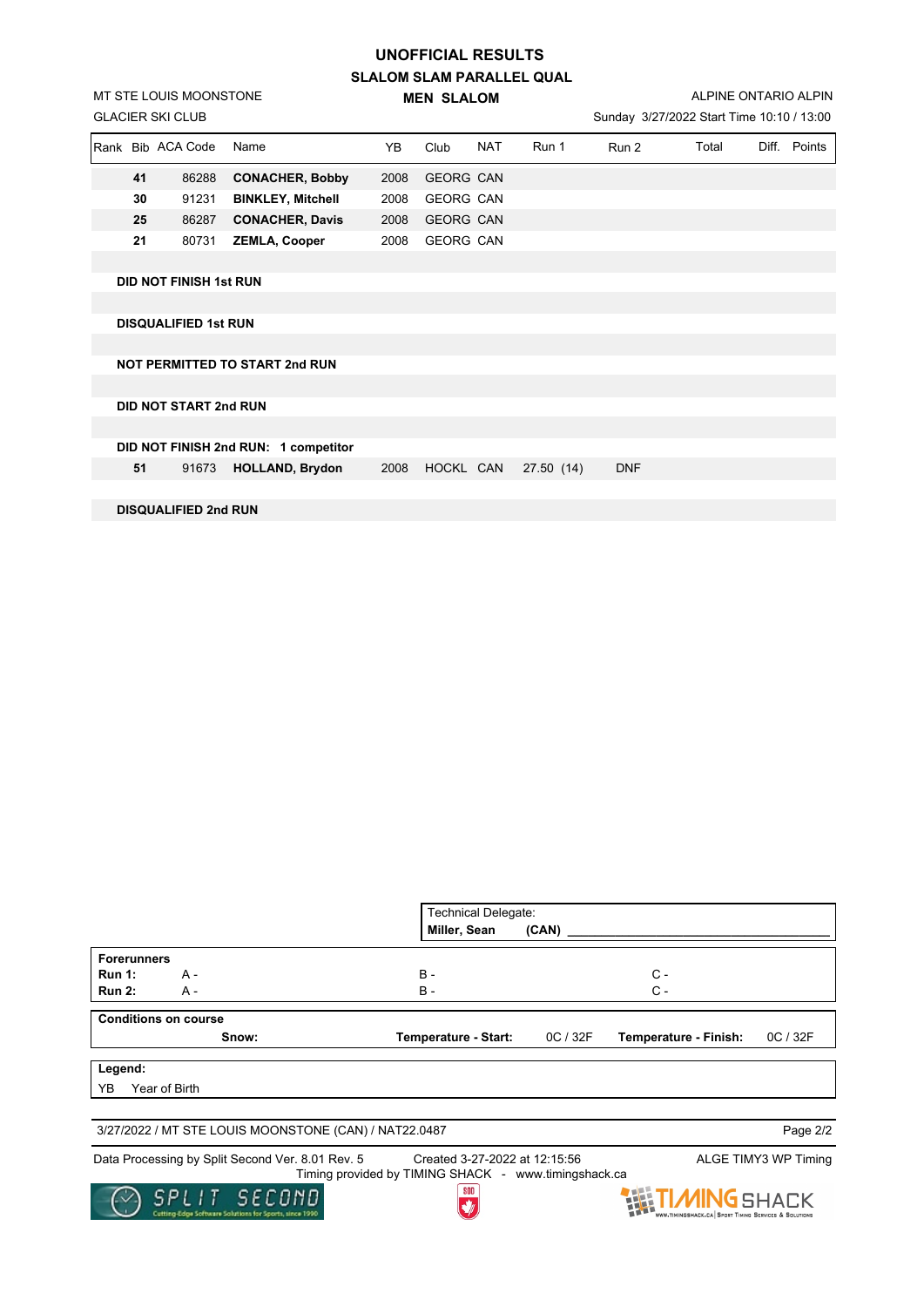# UNOFFICIAL RESULTS

## SLALOM SLAM PARALLEL QUAL

MT STE LOUIS MOONSTONE
GLACIER SKI CLUB

**MEN SLALOM**

ALPINE ONTARIO ALPIN
Sunday 3/27/2022 Start Time 10:10 / 13:00

| Rank | Bib | ACA Code | Name | YB | Club | NAT | Run 1 | Run 2 | Total | Diff. | Points |
|---|---|---|---|---|---|---|---|---|---|---|---|
| | 41 | 86288 | **CONACHER, Bobby** | 2008 | GEORG | CAN | | | | | |
| | 30 | 91231 | **BINKLEY, Mitchell** | 2008 | GEORG | CAN | | | | | |
| | 25 | 86287 | **CONACHER, Davis** | 2008 | GEORG | CAN | | | | | |
| | 21 | 80731 | **ZEMLA, Cooper** | 2008 | GEORG | CAN | | | | | |
| | | | **DID NOT FINISH 1st RUN** | | | | | | | | |
| | | | **DISQUALIFIED 1st RUN** | | | | | | | | |
| | | | **NOT PERMITTED TO START 2nd RUN** | | | | | | | | |
| | | | **DID NOT START 2nd RUN** | | | | | | | | |
| | | | **DID NOT FINISH 2nd RUN: 1 competitor** | | | | | | | | |
| | 51 | 91673 | **HOLLAND, Brydon** | 2008 | HOCKL | CAN | 27.50 (14) | DNF | | | |
| | | | **DISQUALIFIED 2nd RUN** | | | | | | | | |

Technical Delegate:
**Miller, Sean** **(CAN)**

| **Forerunners** | | | |
|---|---|---|---|
| **Run 1:** | A - | B - | C - |
| **Run 2:** | A - | B - | C - |

**Conditions on course**

**Snow:** **Temperature - Start:** 0C / 32F **Temperature - Finish:** 0C / 32F

**Legend:**
YB Year of Birth

3/27/2022 / MT STE LOUIS MOONSTONE (CAN) / NAT22.0487

Data Processing by Split Second Ver. 8.01 Rev. 5 Created 3-27-2022 at 12:15:56 ALGE TIMY3 WP Timing
Timing provided by TIMING SHACK - www.timingshack.ca